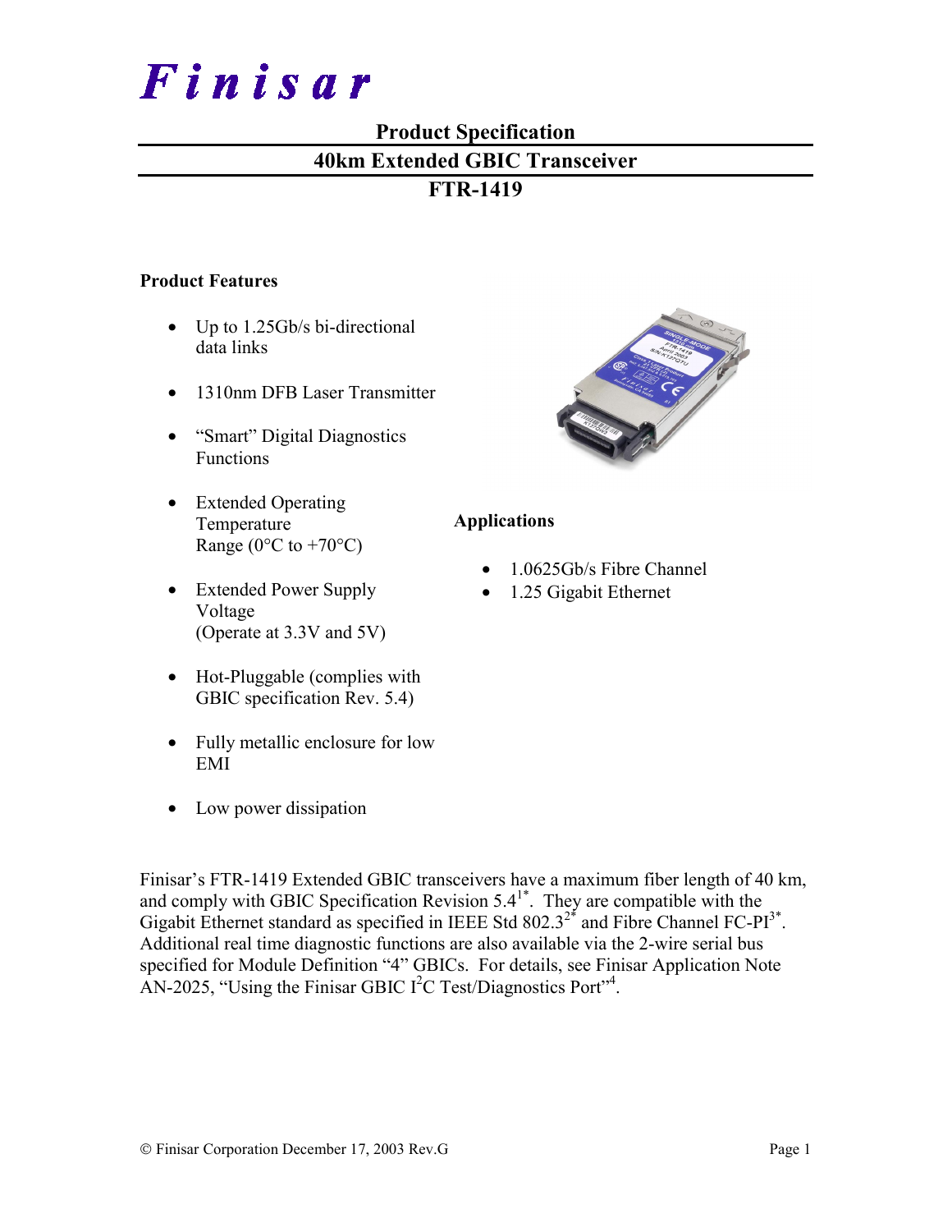# Finisar

## Product Specification

## 40km Extended GBIC Transceiver

## FTR-1419

### Product Features

- Up to 1.25Gb/s bi-directional data links
- 1310nm DFB Laser Transmitter
- "Smart" Digital Diagnostics Functions
- Extended Operating Temperature Range (0°C to +70°C)
- Extended Power Supply Voltage (Operate at 3.3V and 5V)
- Hot-Pluggable (complies with GBIC specification Rev. 5.4)
- Fully metallic enclosure for low EMI
- Low power dissipation

### Applications

- 1.0625Gb/s Fibre Channel
- 1.25 Gigabit Ethernet

Finisar's FTR-1419 Extended GBIC transceivers have a maximum fiber length of 40 km, and comply with GBIC Specification Revision 5.4[1*]. They are compatible with the Gigabit Ethernet standard as specified in IEEE Std 802.3[2*] and Fibre Channel FC-PI[3*]. Additional real time diagnostic functions are also available via the 2-wire serial bus specified for Module Definition "4" GBICs. For details, see Finisar Application Note AN-2025, "Using the Finisar GBIC I$^2$C Test/Diagnostics Port"[4].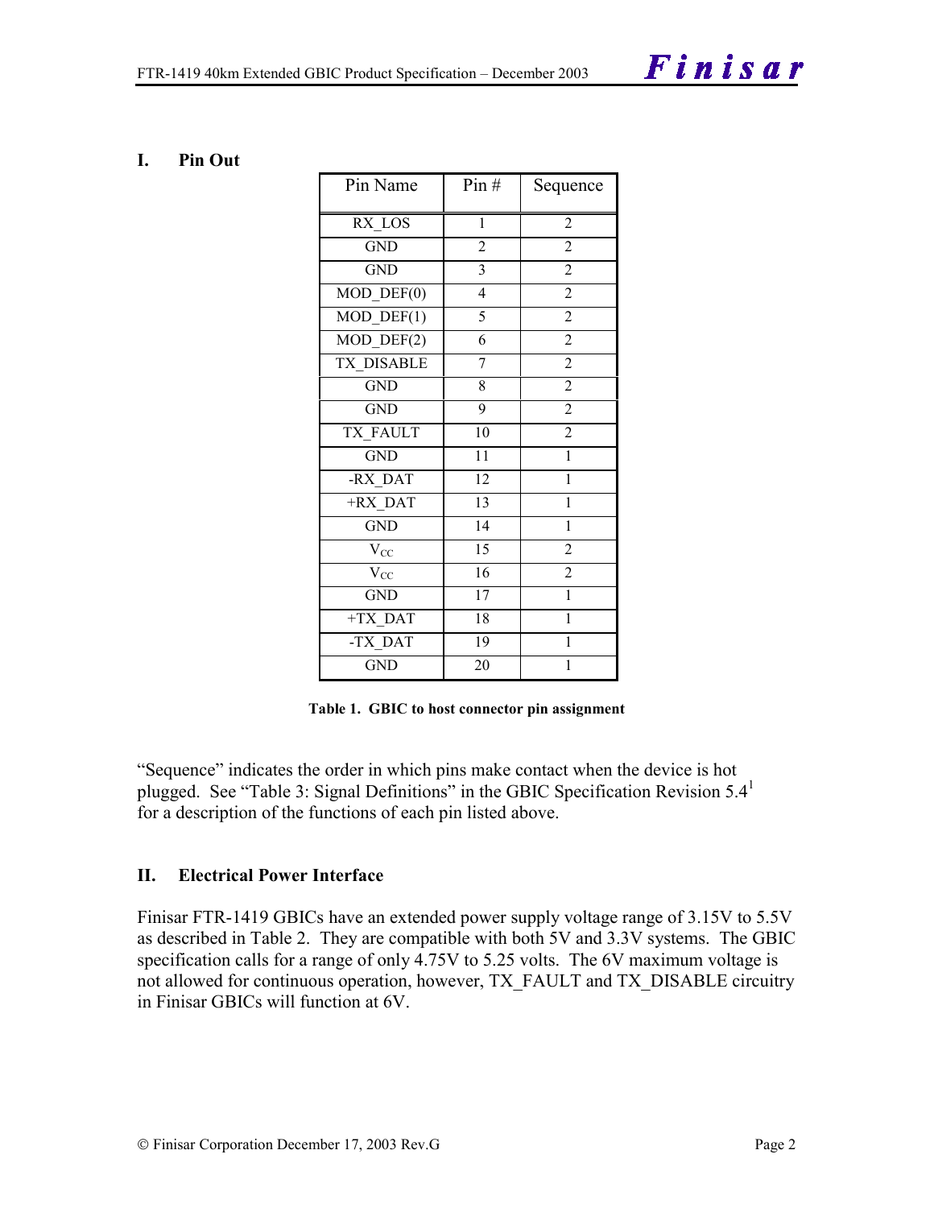## I. Pin Out

| Pin Name | Pin # | Sequence |
|---|---|---|
| RX_LOS | 1 | 2 |
| GND | 2 | 2 |
| GND | 3 | 2 |
| MOD_DEF(0) | 4 | 2 |
| MOD_DEF(1) | 5 | 2 |
| MOD_DEF(2) | 6 | 2 |
| TX_DISABLE | 7 | 2 |
| GND | 8 | 2 |
| GND | 9 | 2 |
| TX_FAULT | 10 | 2 |
| GND | 11 | 1 |
| -RX_DAT | 12 | 1 |
| +RX_DAT | 13 | 1 |
| GND | 14 | 1 |
| $V_{CC}$ | 15 | 2 |
| $V_{CC}$ | 16 | 2 |
| GND | 17 | 1 |
| +TX_DAT | 18 | 1 |
| -TX_DAT | 19 | 1 |
| GND | 20 | 1 |

**Table 1. GBIC to host connector pin assignment**

"Sequence" indicates the order in which pins make contact when the device is hot plugged. See "Table 3: Signal Definitions" in the GBIC Specification Revision 5.4[1] for a description of the functions of each pin listed above.

## II. Electrical Power Interface

Finisar FTR-1419 GBICs have an extended power supply voltage range of 3.15V to 5.5V as described in Table 2. They are compatible with both 5V and 3.3V systems. The GBIC specification calls for a range of only 4.75V to 5.25 volts. The 6V maximum voltage is not allowed for continuous operation, however, TX_FAULT and TX_DISABLE circuitry in Finisar GBICs will function at 6V.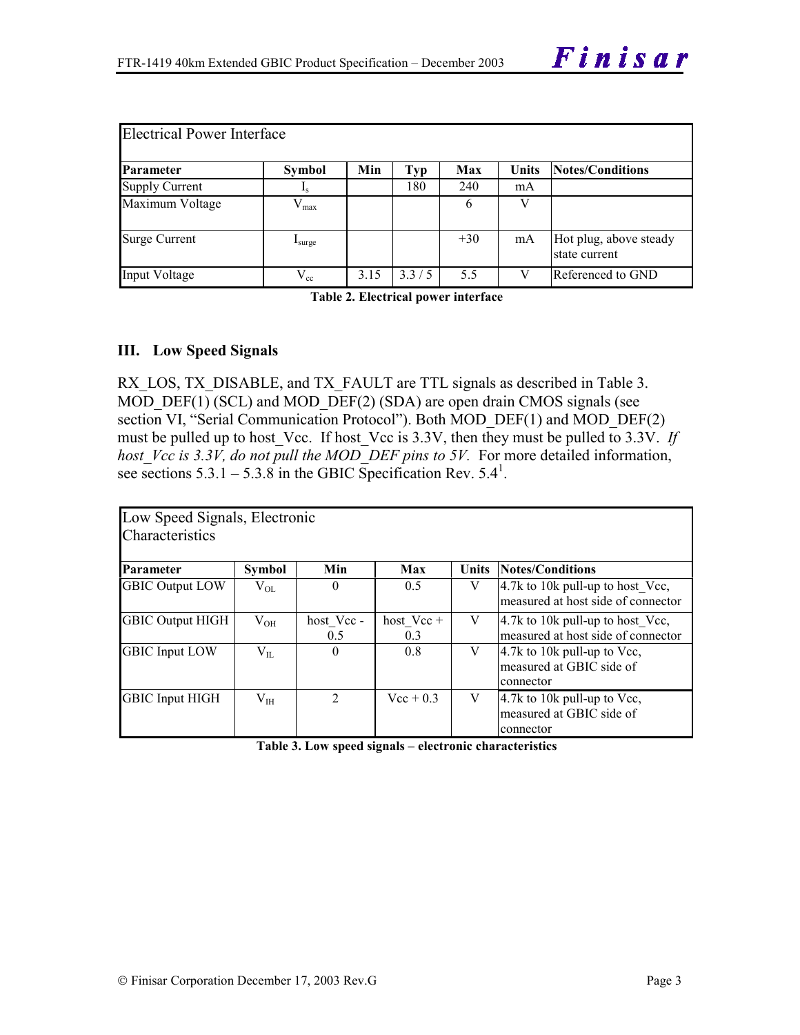| Electrical Power Interface | | | | | | |
|---|---|---|---|---|---|---|
| **Parameter** | **Symbol** | **Min** | **Typ** | **Max** | **Units** | **Notes/Conditions** |
| Supply Current | $I_s$ | | 180 | 240 | mA | |
| Maximum Voltage | $V_{max}$ | | | 6 | V | |
| Surge Current | $I_{surge}$ | | | +30 | mA | Hot plug, above steady state current |
| Input Voltage | $V_{cc}$ | 3.15 | 3.3 / 5 | 5.5 | V | Referenced to GND |

**Table 2. Electrical power interface**

## III. Low Speed Signals

RX_LOS, TX_DISABLE, and TX_FAULT are TTL signals as described in Table 3. MOD_DEF(1) (SCL) and MOD_DEF(2) (SDA) are open drain CMOS signals (see section VI, "Serial Communication Protocol"). Both MOD_DEF(1) and MOD_DEF(2) must be pulled up to host_Vcc. If host_Vcc is 3.3V, then they must be pulled to 3.3V. *If host_Vcc is 3.3V, do not pull the MOD_DEF pins to 5V.* For more detailed information, see sections 5.3.1 – 5.3.8 in the GBIC Specification Rev. 5.4[1].

| Low Speed Signals, Electronic Characteristics | | | | | |
|---|---|---|---|---|---|
| **Parameter** | **Symbol** | **Min** | **Max** | **Units** | **Notes/Conditions** |
| GBIC Output LOW | $V_{OL}$ | 0 | 0.5 | V | 4.7k to 10k pull-up to host_Vcc, measured at host side of connector |
| GBIC Output HIGH | $V_{OH}$ | host_Vcc - 0.5 | host_Vcc + 0.3 | V | 4.7k to 10k pull-up to host_Vcc, measured at host side of connector |
| GBIC Input LOW | $V_{IL}$ | 0 | 0.8 | V | 4.7k to 10k pull-up to Vcc, measured at GBIC side of connector |
| GBIC Input HIGH | $V_{IH}$ | 2 | Vcc + 0.3 | V | 4.7k to 10k pull-up to Vcc, measured at GBIC side of connector |

**Table 3. Low speed signals – electronic characteristics**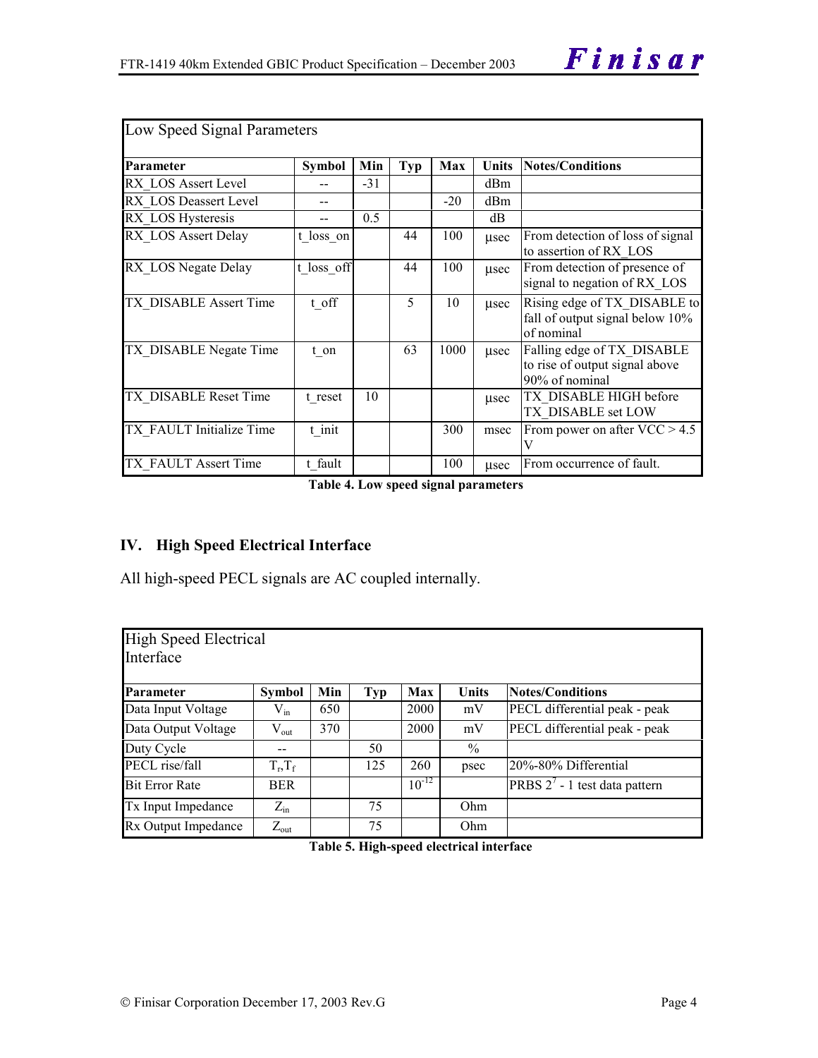| Low Speed Signal Parameters | | | | | | |
|---|---|---|---|---|---|---|
| **Parameter** | **Symbol** | **Min** | **Typ** | **Max** | **Units** | **Notes/Conditions** |
| RX_LOS Assert Level | -- | -31 | | | dBm | |
| RX_LOS Deassert Level | -- | | | -20 | dBm | |
| RX_LOS Hysteresis | -- | 0.5 | | | dB | |
| RX_LOS Assert Delay | t_loss_on | | 44 | 100 | µsec | From detection of loss of signal to assertion of RX_LOS |
| RX_LOS Negate Delay | t_loss_off | | 44 | 100 | µsec | From detection of presence of signal to negation of RX_LOS |
| TX_DISABLE Assert Time | t_off | | 5 | 10 | µsec | Rising edge of TX_DISABLE to fall of output signal below 10% of nominal |
| TX_DISABLE Negate Time | t_on | | 63 | 1000 | µsec | Falling edge of TX_DISABLE to rise of output signal above 90% of nominal |
| TX_DISABLE Reset Time | t_reset | 10 | | | µsec | TX_DISABLE HIGH before TX_DISABLE set LOW |
| TX_FAULT Initialize Time | t_init | | | 300 | msec | From power on after VCC > 4.5 V |
| TX_FAULT Assert Time | t_fault | | | 100 | µsec | From occurrence of fault. |

**Table 4. Low speed signal parameters**

## IV. High Speed Electrical Interface

All high-speed PECL signals are AC coupled internally.

| High Speed Electrical Interface | | | | | | |
|---|---|---|---|---|---|---|
| **Parameter** | **Symbol** | **Min** | **Typ** | **Max** | **Units** | **Notes/Conditions** |
| Data Input Voltage | $V_{in}$ | 650 | | 2000 | mV | PECL differential peak - peak |
| Data Output Voltage | $V_{out}$ | 370 | | 2000 | mV | PECL differential peak - peak |
| Duty Cycle | -- | | 50 | | % | |
| PECL rise/fall | $T_r, T_f$ | | 125 | 260 | psec | 20%-80% Differential |
| Bit Error Rate | BER | | | $10^{-12}$ | | PRBS $2^7$ - 1 test data pattern |
| Tx Input Impedance | $Z_{in}$ | | 75 | | Ohm | |
| Rx Output Impedance | $Z_{out}$ | | 75 | | Ohm | |

**Table 5. High-speed electrical interface**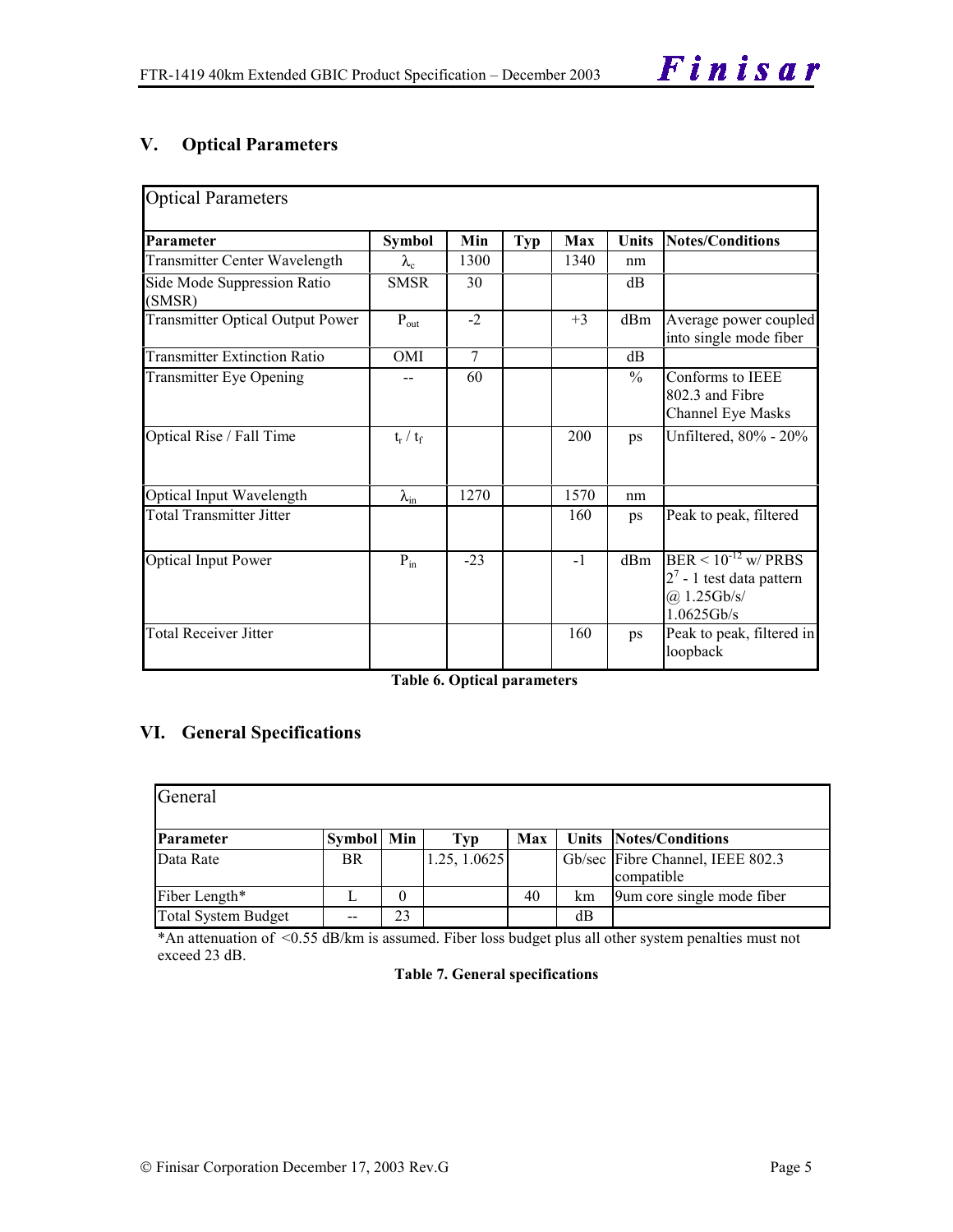## V. Optical Parameters

| Optical Parameters | | | | | | |
|---|---|---|---|---|---|---|
| **Parameter** | **Symbol** | **Min** | **Typ** | **Max** | **Units** | **Notes/Conditions** |
| Transmitter Center Wavelength | $\lambda_c$ | 1300 | | 1340 | nm | |
| Side Mode Suppression Ratio (SMSR) | SMSR | 30 | | | dB | |
| Transmitter Optical Output Power | $P_{out}$ | -2 | | +3 | dBm | Average power coupled into single mode fiber |
| Transmitter Extinction Ratio | OMI | 7 | | | dB | |
| Transmitter Eye Opening | -- | 60 | | | % | Conforms to IEEE 802.3 and Fibre Channel Eye Masks |
| Optical Rise / Fall Time | $t_r$ / $t_f$ | | | 200 | ps | Unfiltered, 80% - 20% |
| Optical Input Wavelength | $\lambda_{in}$ | 1270 | | 1570 | nm | |
| Total Transmitter Jitter | | | | 160 | ps | Peak to peak, filtered |
| Optical Input Power | $P_{in}$ | -23 | | -1 | dBm | BER < $10^{-12}$ w/ PRBS $2^7$ - 1 test data pattern @ 1.25Gb/s/ 1.0625Gb/s |
| Total Receiver Jitter | | | | 160 | ps | Peak to peak, filtered in loopback |

**Table 6. Optical parameters**

## VI. General Specifications

| General | | | | | | |
|---|---|---|---|---|---|---|
| **Parameter** | **Symbol** | **Min** | **Typ** | **Max** | **Units** | **Notes/Conditions** |
| Data Rate | BR | | 1.25, 1.0625 | | Gb/sec | Fibre Channel, IEEE 802.3 compatible |
| Fiber Length* | L | 0 | | 40 | km | 9um core single mode fiber |
| Total System Budget | -- | 23 | | | dB | |

*An attenuation of <0.55 dB/km is assumed. Fiber loss budget plus all other system penalties must not exceed 23 dB.

**Table 7. General specifications**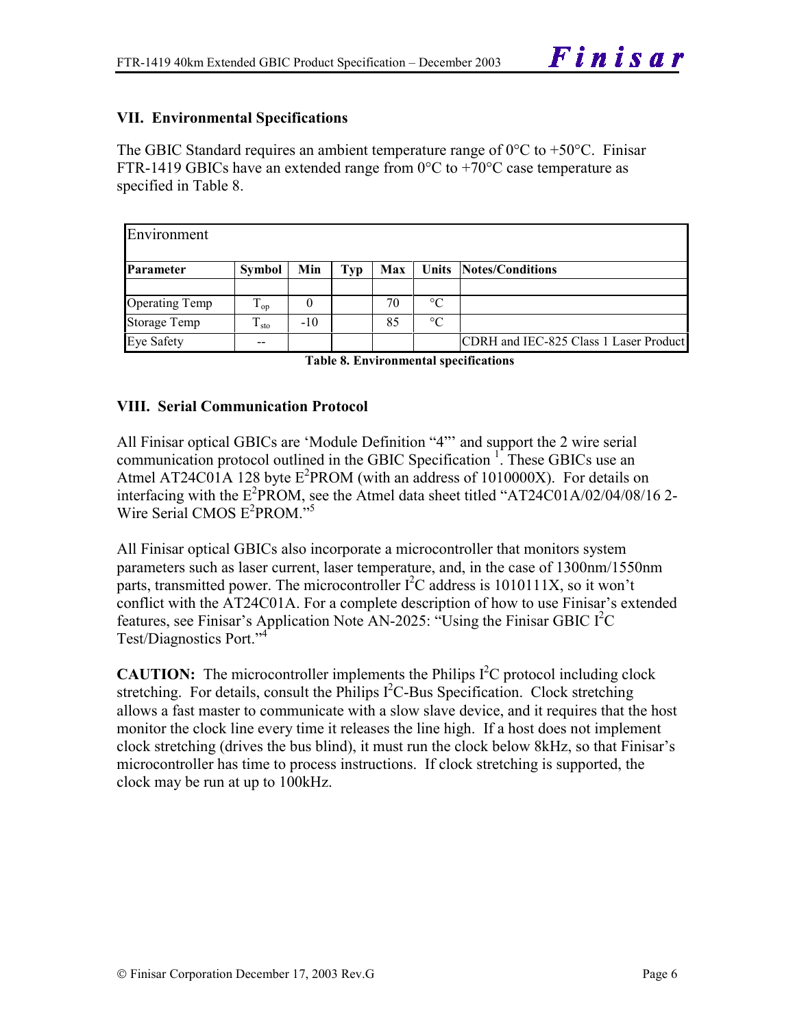## VII. Environmental Specifications

The GBIC Standard requires an ambient temperature range of 0°C to +50°C. Finisar FTR-1419 GBICs have an extended range from 0°C to +70°C case temperature as specified in Table 8.

| Environment | | | | | | |
|---|---|---|---|---|---|---|
| **Parameter** | **Symbol** | **Min** | **Typ** | **Max** | **Units** | **Notes/Conditions** |
| | | | | | | |
| Operating Temp | $T_{op}$ | 0 | | 70 | °C | |
| Storage Temp | $T_{sto}$ | -10 | | 85 | °C | |
| Eye Safety | -- | | | | | CDRH and IEC-825 Class 1 Laser Product |

**Table 8. Environmental specifications**

## VIII. Serial Communication Protocol

All Finisar optical GBICs are 'Module Definition "4"' and support the 2 wire serial communication protocol outlined in the GBIC Specification [1]. These GBICs use an Atmel AT24C01A 128 byte $E^2$PROM (with an address of 1010000X). For details on interfacing with the $E^2$PROM, see the Atmel data sheet titled "AT24C01A/02/04/08/16 2-Wire Serial CMOS $E^2$PROM."[5]

All Finisar optical GBICs also incorporate a microcontroller that monitors system parameters such as laser current, laser temperature, and, in the case of 1300nm/1550nm parts, transmitted power. The microcontroller $I^2C$ address is 1010111X, so it won't conflict with the AT24C01A. For a complete description of how to use Finisar's extended features, see Finisar's Application Note AN-2025: "Using the Finisar GBIC $I^2C$ Test/Diagnostics Port."[4]

**CAUTION:** The microcontroller implements the Philips $I^2C$ protocol including clock stretching. For details, consult the Philips $I^2C$-Bus Specification. Clock stretching allows a fast master to communicate with a slow slave device, and it requires that the host monitor the clock line every time it releases the line high. If a host does not implement clock stretching (drives the bus blind), it must run the clock below 8kHz, so that Finisar's microcontroller has time to process instructions. If clock stretching is supported, the clock may be run at up to 100kHz.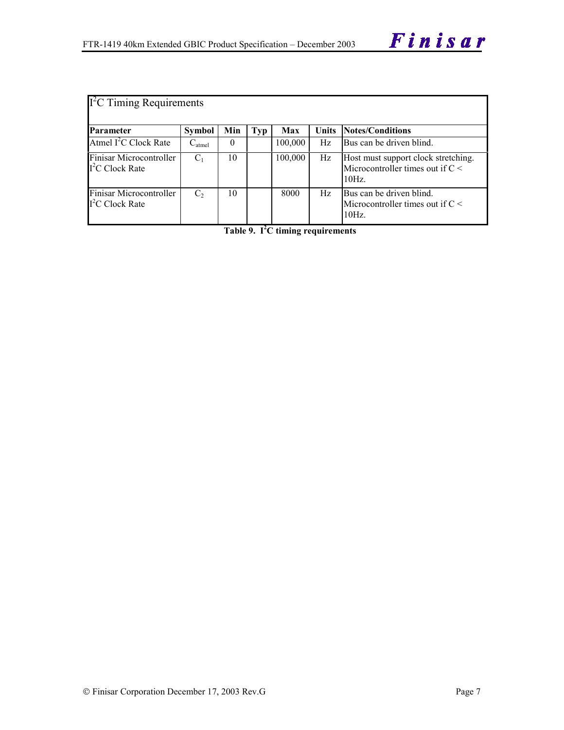| $I^2C$ Timing Requirements | | | | | | |
|---|---|---|---|---|---|---|
| **Parameter** | **Symbol** | **Min** | **Typ** | **Max** | **Units** | **Notes/Conditions** |
| Atmel $I^2C$ Clock Rate | $C_{atmel}$ | 0 | | 100,000 | Hz | Bus can be driven blind. |
| Finisar Microcontroller $I^2C$ Clock Rate | $C_1$ | 10 | | 100,000 | Hz | Host must support clock stretching. Microcontroller times out if C < 10Hz. |
| Finisar Microcontroller $I^2C$ Clock Rate | $C_2$ | 10 | | 8000 | Hz | Bus can be driven blind. Microcontroller times out if C < 10Hz. |

**Table 9. $I^2C$ timing requirements**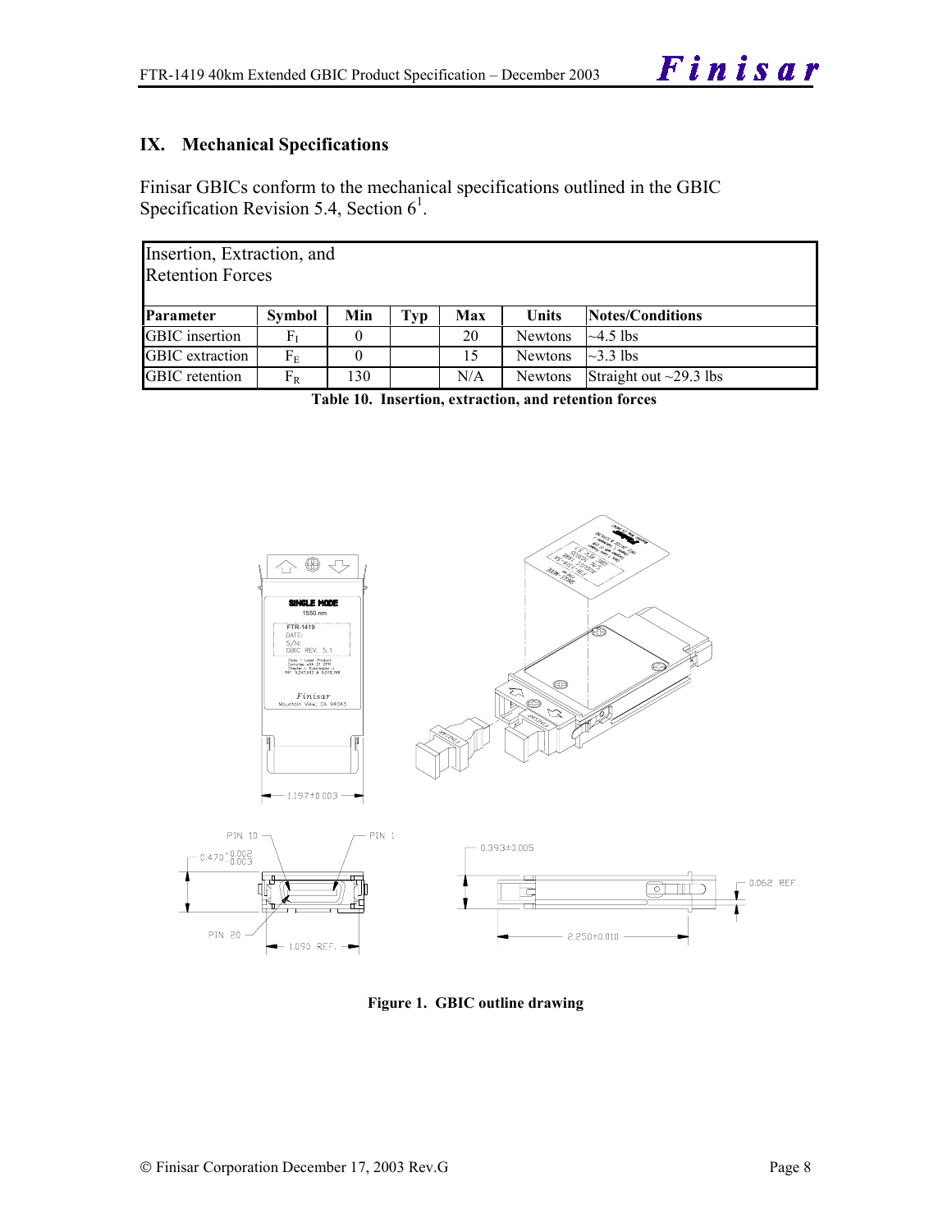## IX. Mechanical Specifications

Finisar GBICs conform to the mechanical specifications outlined in the GBIC Specification Revision 5.4, Section 6[1].

| Insertion, Extraction, and Retention Forces | | | | | | |
|---|---|---|---|---|---|---|
| **Parameter** | **Symbol** | **Min** | **Typ** | **Max** | **Units** | **Notes/Conditions** |
| GBIC insertion | $F_I$ | 0 | | 20 | Newtons | ~4.5 lbs |
| GBIC extraction | $F_E$ | 0 | | 15 | Newtons | ~3.3 lbs |
| GBIC retention | $F_R$ | 130 | | N/A | Newtons | Straight out ~29.3 lbs |

**Table 10. Insertion, extraction, and retention forces**

**Figure 1. GBIC outline drawing**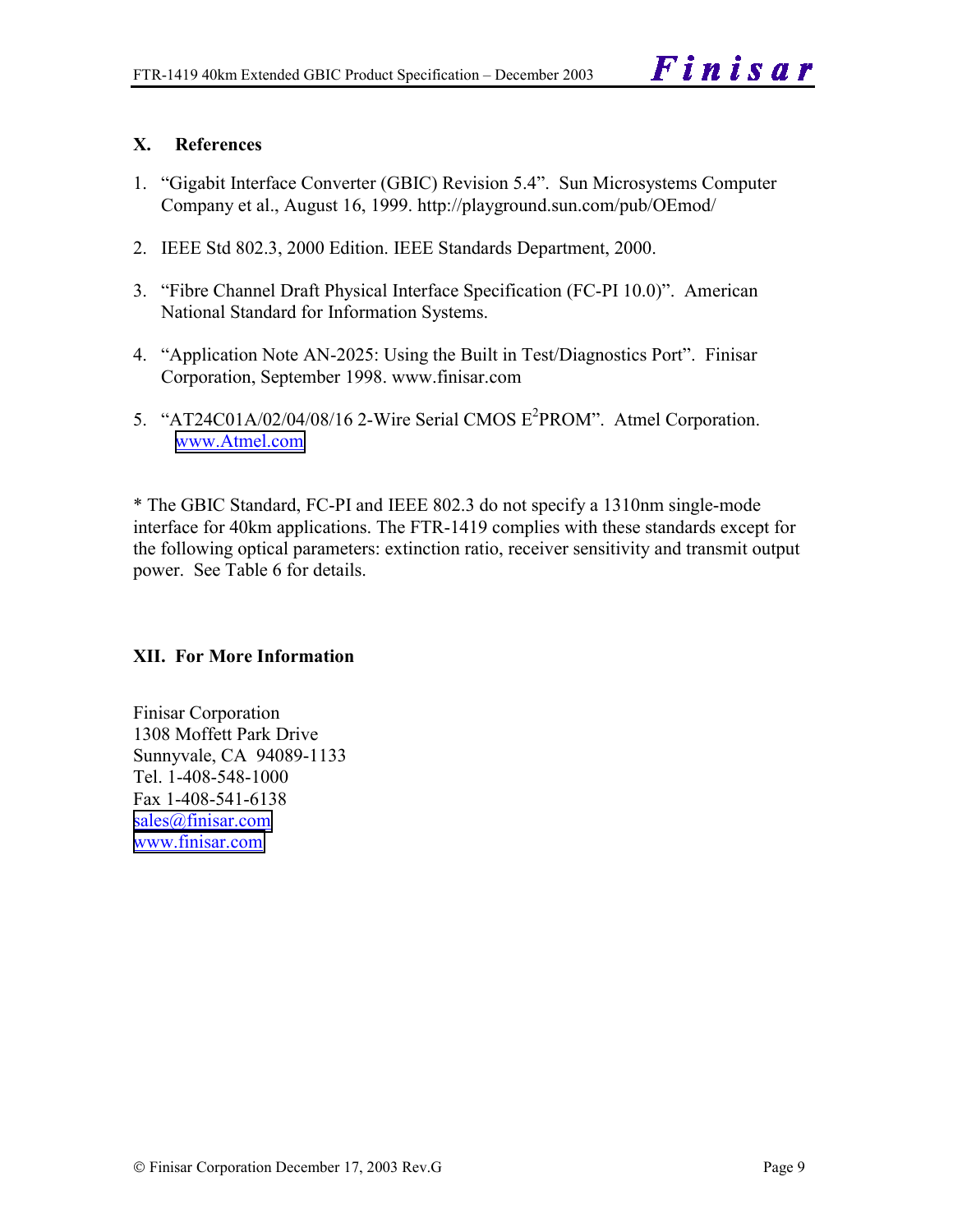## X. References

1. "Gigabit Interface Converter (GBIC) Revision 5.4". Sun Microsystems Computer Company et al., August 16, 1999. http://playground.sun.com/pub/OEmod/

2. IEEE Std 802.3, 2000 Edition. IEEE Standards Department, 2000.

3. "Fibre Channel Draft Physical Interface Specification (FC-PI 10.0)". American National Standard for Information Systems.

4. "Application Note AN-2025: Using the Built in Test/Diagnostics Port". Finisar Corporation, September 1998. www.finisar.com

5. "AT24C01A/02/04/08/16 2-Wire Serial CMOS $E^2$PROM". Atmel Corporation. www.Atmel.com

* The GBIC Standard, FC-PI and IEEE 802.3 do not specify a 1310nm single-mode interface for 40km applications. The FTR-1419 complies with these standards except for the following optical parameters: extinction ratio, receiver sensitivity and transmit output power. See Table 6 for details.

## XII. For More Information

Finisar Corporation
1308 Moffett Park Drive
Sunnyvale, CA 94089-1133
Tel. 1-408-548-1000
Fax 1-408-541-6138
sales@finisar.com
www.finisar.com